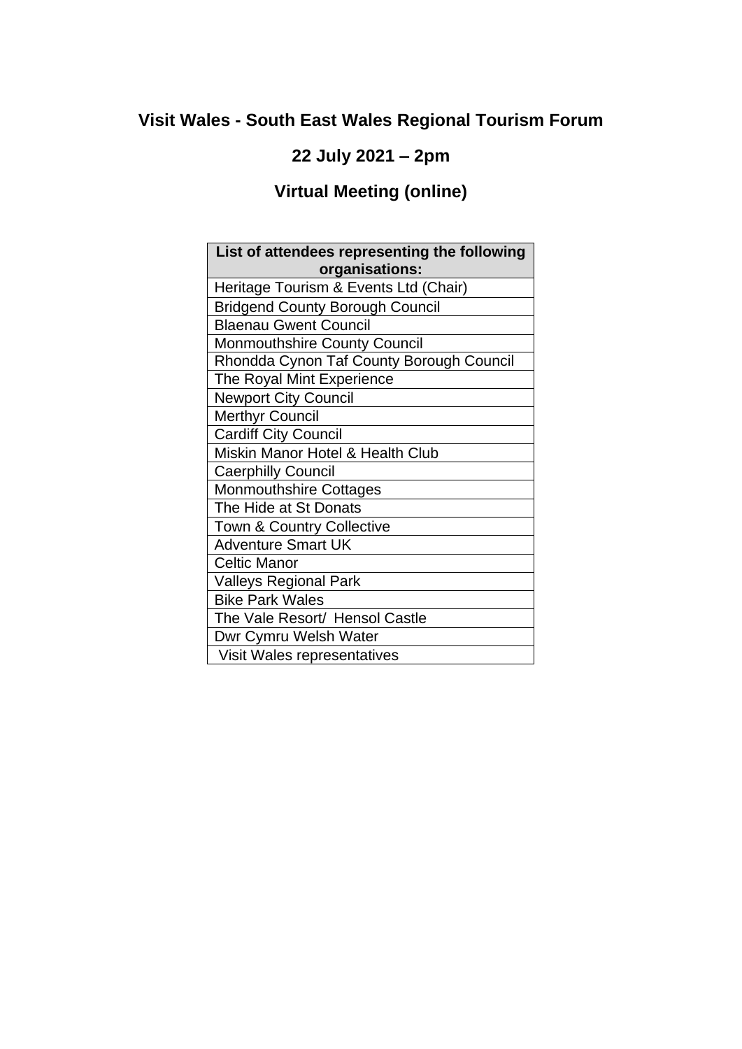# Visit Wales - South East Wales Regional Tourism Forum

## 22 July 2021 – 2pm

## Virtual Meeting (online)

| List of attendees representing the following organisations: |
|---|
| Heritage Tourism & Events Ltd (Chair) |
| Bridgend County Borough Council |
| Blaenau Gwent Council |
| Monmouthshire County Council |
| Rhondda Cynon Taf County Borough Council |
| The Royal Mint Experience |
| Newport City Council |
| Merthyr Council |
| Cardiff City Council |
| Miskin Manor Hotel & Health Club |
| Caerphilly Council |
| Monmouthshire Cottages |
| The Hide at St Donats |
| Town & Country Collective |
| Adventure Smart UK |
| Celtic Manor |
| Valleys Regional Park |
| Bike Park Wales |
| The Vale Resort/ Hensol Castle |
| Dwr Cymru Welsh Water |
| Visit Wales representatives |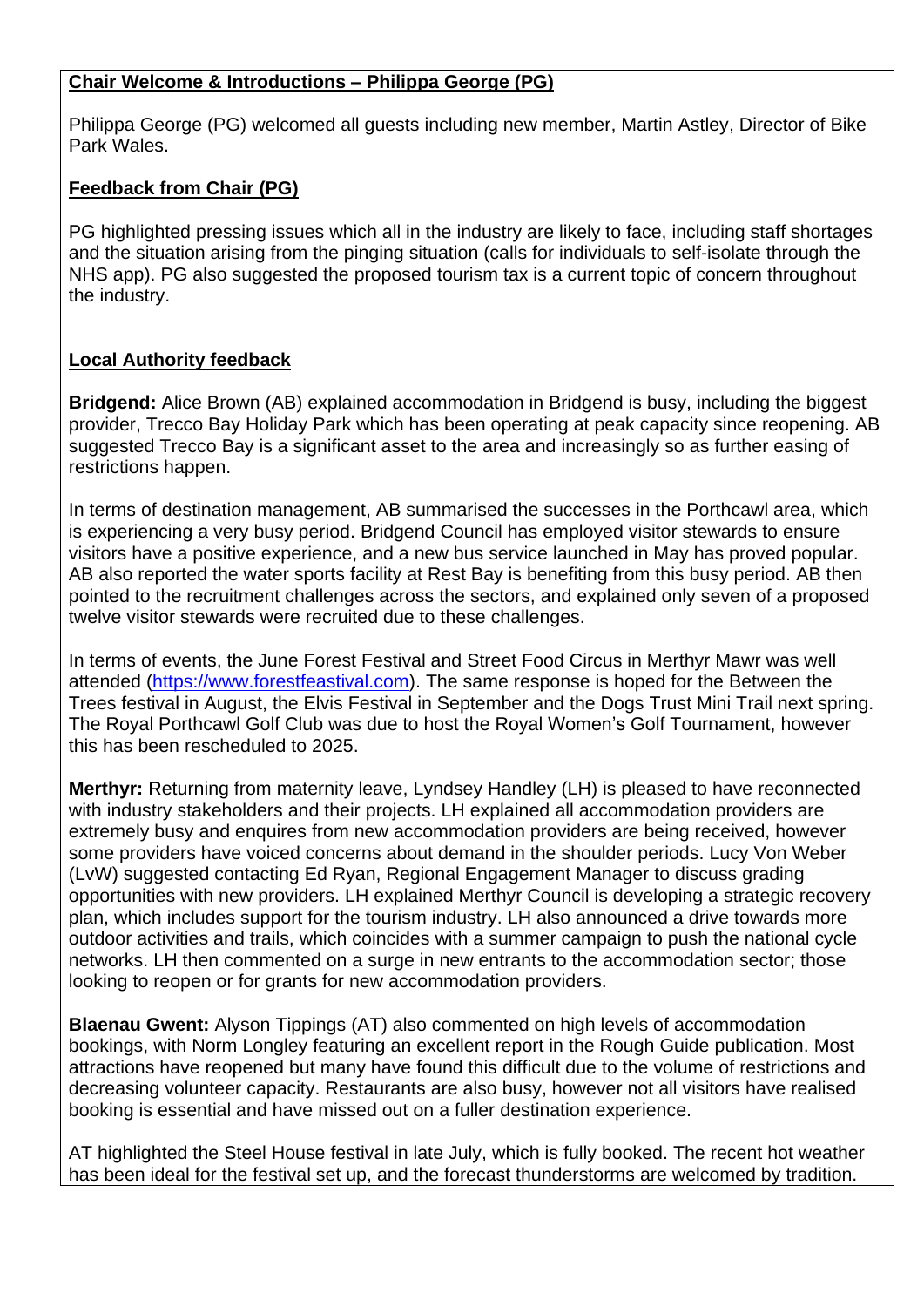**Chair Welcome & Introductions – Philippa George (PG)**

Philippa George (PG) welcomed all guests including new member, Martin Astley, Director of Bike Park Wales.

**Feedback from Chair (PG)**

PG highlighted pressing issues which all in the industry are likely to face, including staff shortages and the situation arising from the pinging situation (calls for individuals to self-isolate through the NHS app). PG also suggested the proposed tourism tax is a current topic of concern throughout the industry.

**Local Authority feedback**

**Bridgend:** Alice Brown (AB) explained accommodation in Bridgend is busy, including the biggest provider, Trecco Bay Holiday Park which has been operating at peak capacity since reopening. AB suggested Trecco Bay is a significant asset to the area and increasingly so as further easing of restrictions happen.

In terms of destination management, AB summarised the successes in the Porthcawl area, which is experiencing a very busy period. Bridgend Council has employed visitor stewards to ensure visitors have a positive experience, and a new bus service launched in May has proved popular. AB also reported the water sports facility at Rest Bay is benefiting from this busy period. AB then pointed to the recruitment challenges across the sectors, and explained only seven of a proposed twelve visitor stewards were recruited due to these challenges.

In terms of events, the June Forest Festival and Street Food Circus in Merthyr Mawr was well attended (https://www.forestfeastival.com). The same response is hoped for the Between the Trees festival in August, the Elvis Festival in September and the Dogs Trust Mini Trail next spring. The Royal Porthcawl Golf Club was due to host the Royal Women's Golf Tournament, however this has been rescheduled to 2025.

**Merthyr:** Returning from maternity leave, Lyndsey Handley (LH) is pleased to have reconnected with industry stakeholders and their projects. LH explained all accommodation providers are extremely busy and enquires from new accommodation providers are being received, however some providers have voiced concerns about demand in the shoulder periods. Lucy Von Weber (LvW) suggested contacting Ed Ryan, Regional Engagement Manager to discuss grading opportunities with new providers. LH explained Merthyr Council is developing a strategic recovery plan, which includes support for the tourism industry. LH also announced a drive towards more outdoor activities and trails, which coincides with a summer campaign to push the national cycle networks. LH then commented on a surge in new entrants to the accommodation sector; those looking to reopen or for grants for new accommodation providers.

**Blaenau Gwent:** Alyson Tippings (AT) also commented on high levels of accommodation bookings, with Norm Longley featuring an excellent report in the Rough Guide publication. Most attractions have reopened but many have found this difficult due to the volume of restrictions and decreasing volunteer capacity. Restaurants are also busy, however not all visitors have realised booking is essential and have missed out on a fuller destination experience.

AT highlighted the Steel House festival in late July, which is fully booked. The recent hot weather has been ideal for the festival set up, and the forecast thunderstorms are welcomed by tradition.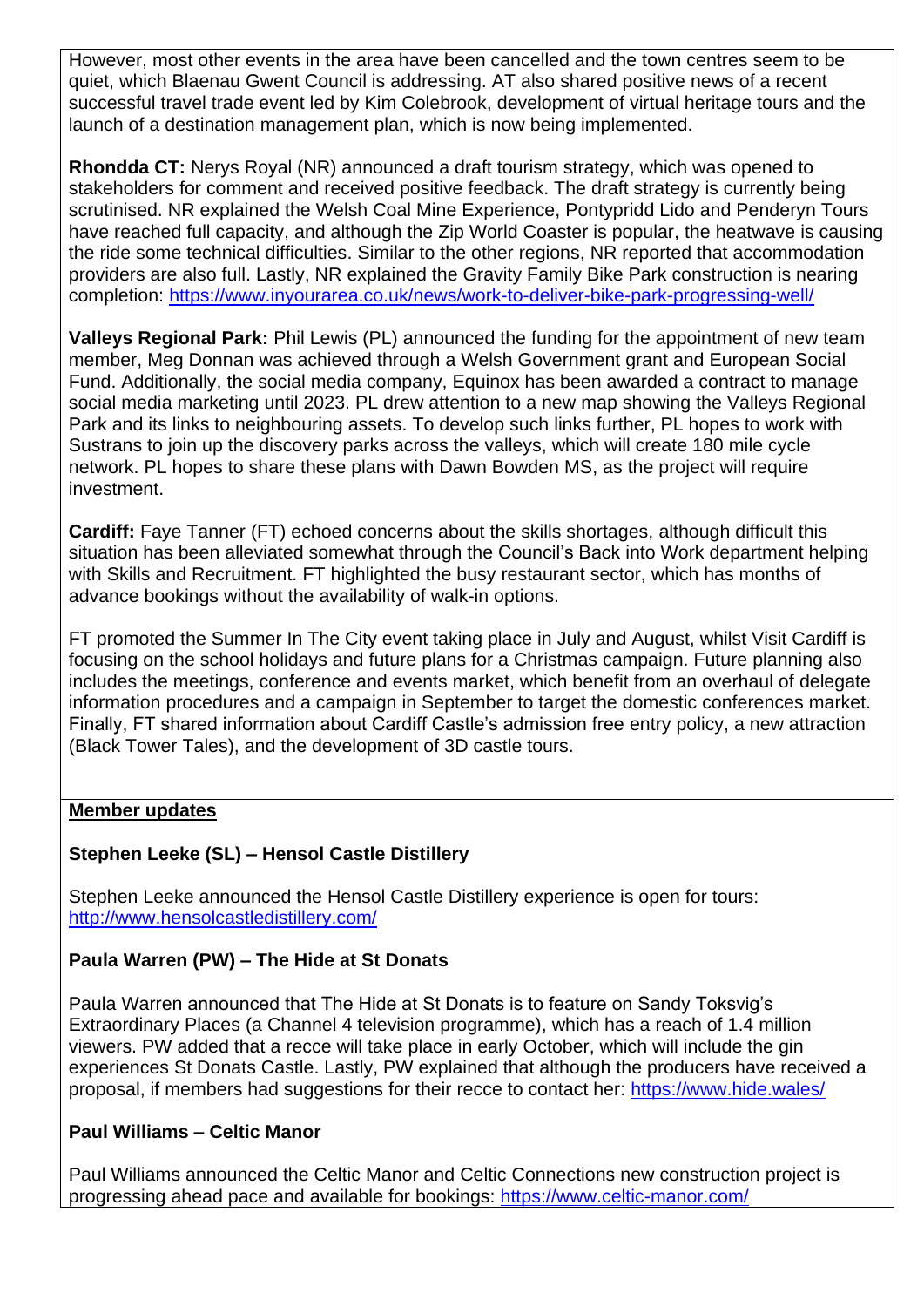However, most other events in the area have been cancelled and the town centres seem to be quiet, which Blaenau Gwent Council is addressing. AT also shared positive news of a recent successful travel trade event led by Kim Colebrook, development of virtual heritage tours and the launch of a destination management plan, which is now being implemented.

**Rhondda CT:** Nerys Royal (NR) announced a draft tourism strategy, which was opened to stakeholders for comment and received positive feedback. The draft strategy is currently being scrutinised. NR explained the Welsh Coal Mine Experience, Pontypridd Lido and Penderyn Tours have reached full capacity, and although the Zip World Coaster is popular, the heatwave is causing the ride some technical difficulties. Similar to the other regions, NR reported that accommodation providers are also full. Lastly, NR explained the Gravity Family Bike Park construction is nearing completion: https://www.inyourarea.co.uk/news/work-to-deliver-bike-park-progressing-well/

**Valleys Regional Park:** Phil Lewis (PL) announced the funding for the appointment of new team member, Meg Donnan was achieved through a Welsh Government grant and European Social Fund. Additionally, the social media company, Equinox has been awarded a contract to manage social media marketing until 2023. PL drew attention to a new map showing the Valleys Regional Park and its links to neighbouring assets. To develop such links further, PL hopes to work with Sustrans to join up the discovery parks across the valleys, which will create 180 mile cycle network. PL hopes to share these plans with Dawn Bowden MS, as the project will require investment.

**Cardiff:** Faye Tanner (FT) echoed concerns about the skills shortages, although difficult this situation has been alleviated somewhat through the Council's Back into Work department helping with Skills and Recruitment. FT highlighted the busy restaurant sector, which has months of advance bookings without the availability of walk-in options.

FT promoted the Summer In The City event taking place in July and August, whilst Visit Cardiff is focusing on the school holidays and future plans for a Christmas campaign. Future planning also includes the meetings, conference and events market, which benefit from an overhaul of delegate information procedures and a campaign in September to target the domestic conferences market. Finally, FT shared information about Cardiff Castle's admission free entry policy, a new attraction (Black Tower Tales), and the development of 3D castle tours.

## Member updates

### Stephen Leeke (SL) – Hensol Castle Distillery

Stephen Leeke announced the Hensol Castle Distillery experience is open for tours: http://www.hensolcastledistillery.com/

### Paula Warren (PW) – The Hide at St Donats

Paula Warren announced that The Hide at St Donats is to feature on Sandy Toksvig's Extraordinary Places (a Channel 4 television programme), which has a reach of 1.4 million viewers. PW added that a recce will take place in early October, which will include the gin experiences St Donats Castle. Lastly, PW explained that although the producers have received a proposal, if members had suggestions for their recce to contact her: https://www.hide.wales/

### Paul Williams – Celtic Manor

Paul Williams announced the Celtic Manor and Celtic Connections new construction project is progressing ahead pace and available for bookings: https://www.celtic-manor.com/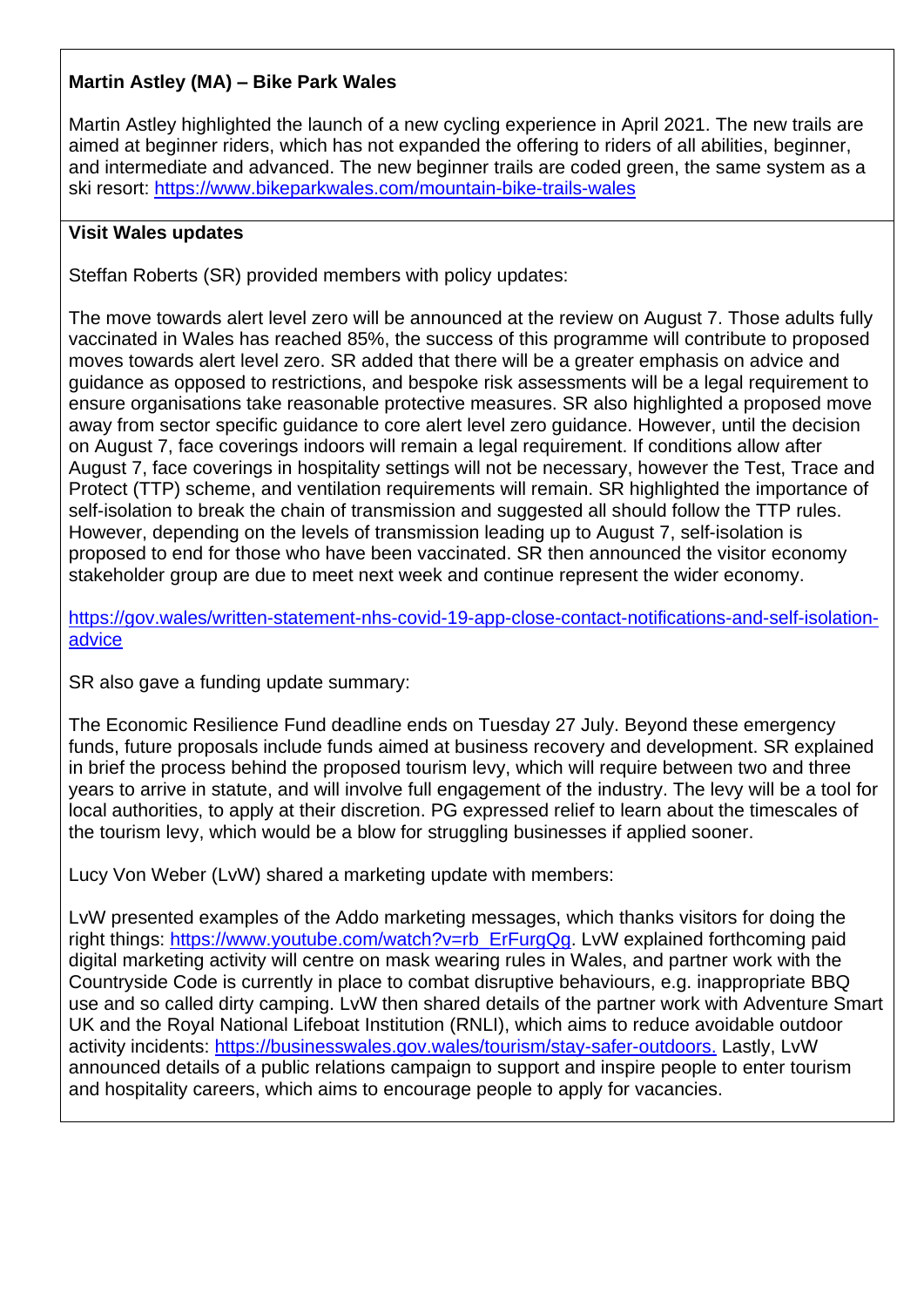**Martin Astley (MA) – Bike Park Wales**

Martin Astley highlighted the launch of a new cycling experience in April 2021. The new trails are aimed at beginner riders, which has not expanded the offering to riders of all abilities, beginner, and intermediate and advanced. The new beginner trails are coded green, the same system as a ski resort: [https://www.bikeparkwales.com/mountain-bike-trails-wales](https://www.bikeparkwales.com/mountain-bike-trails-wales)

**Visit Wales updates**

Steffan Roberts (SR) provided members with policy updates:

The move towards alert level zero will be announced at the review on August 7. Those adults fully vaccinated in Wales has reached 85%, the success of this programme will contribute to proposed moves towards alert level zero. SR added that there will be a greater emphasis on advice and guidance as opposed to restrictions, and bespoke risk assessments will be a legal requirement to ensure organisations take reasonable protective measures. SR also highlighted a proposed move away from sector specific guidance to core alert level zero guidance. However, until the decision on August 7, face coverings indoors will remain a legal requirement. If conditions allow after August 7, face coverings in hospitality settings will not be necessary, however the Test, Trace and Protect (TTP) scheme, and ventilation requirements will remain. SR highlighted the importance of self-isolation to break the chain of transmission and suggested all should follow the TTP rules. However, depending on the levels of transmission leading up to August 7, self-isolation is proposed to end for those who have been vaccinated. SR then announced the visitor economy stakeholder group are due to meet next week and continue represent the wider economy.

[https://gov.wales/written-statement-nhs-covid-19-app-close-contact-notifications-and-self-isolation-advice](https://gov.wales/written-statement-nhs-covid-19-app-close-contact-notifications-and-self-isolation-advice)

SR also gave a funding update summary:

The Economic Resilience Fund deadline ends on Tuesday 27 July. Beyond these emergency funds, future proposals include funds aimed at business recovery and development. SR explained in brief the process behind the proposed tourism levy, which will require between two and three years to arrive in statute, and will involve full engagement of the industry. The levy will be a tool for local authorities, to apply at their discretion. PG expressed relief to learn about the timescales of the tourism levy, which would be a blow for struggling businesses if applied sooner.

Lucy Von Weber (LvW) shared a marketing update with members:

LvW presented examples of the Addo marketing messages, which thanks visitors for doing the right things: [https://www.youtube.com/watch?v=rb_ErFurgQg](https://www.youtube.com/watch?v=rb_ErFurgQg). LvW explained forthcoming paid digital marketing activity will centre on mask wearing rules in Wales, and partner work with the Countryside Code is currently in place to combat disruptive behaviours, e.g. inappropriate BBQ use and so called dirty camping. LvW then shared details of the partner work with Adventure Smart UK and the Royal National Lifeboat Institution (RNLI), which aims to reduce avoidable outdoor activity incidents: [https://businesswales.gov.wales/tourism/stay-safer-outdoors.](https://businesswales.gov.wales/tourism/stay-safer-outdoors) Lastly, LvW announced details of a public relations campaign to support and inspire people to enter tourism and hospitality careers, which aims to encourage people to apply for vacancies.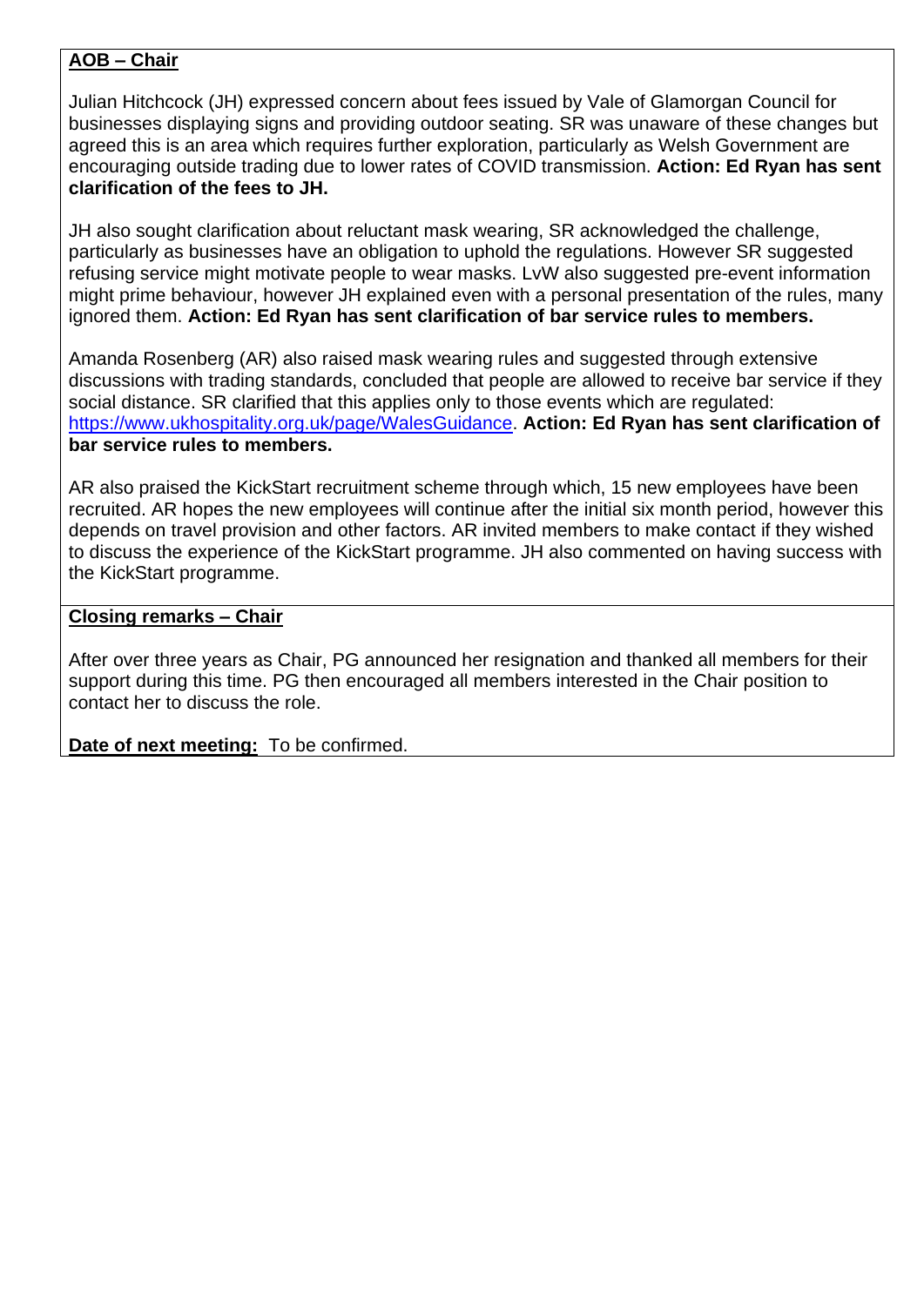**AOB – Chair**

Julian Hitchcock (JH) expressed concern about fees issued by Vale of Glamorgan Council for businesses displaying signs and providing outdoor seating. SR was unaware of these changes but agreed this is an area which requires further exploration, particularly as Welsh Government are encouraging outside trading due to lower rates of COVID transmission. **Action: Ed Ryan has sent clarification of the fees to JH.**

JH also sought clarification about reluctant mask wearing, SR acknowledged the challenge, particularly as businesses have an obligation to uphold the regulations. However SR suggested refusing service might motivate people to wear masks. LvW also suggested pre-event information might prime behaviour, however JH explained even with a personal presentation of the rules, many ignored them. **Action: Ed Ryan has sent clarification of bar service rules to members.**

Amanda Rosenberg (AR) also raised mask wearing rules and suggested through extensive discussions with trading standards, concluded that people are allowed to receive bar service if they social distance. SR clarified that this applies only to those events which are regulated: [https://www.ukhospitality.org.uk/page/WalesGuidance](https://www.ukhospitality.org.uk/page/WalesGuidance). **Action: Ed Ryan has sent clarification of bar service rules to members.**

AR also praised the KickStart recruitment scheme through which, 15 new employees have been recruited. AR hopes the new employees will continue after the initial six month period, however this depends on travel provision and other factors. AR invited members to make contact if they wished to discuss the experience of the KickStart programme. JH also commented on having success with the KickStart programme.

**Closing remarks – Chair**

After over three years as Chair, PG announced her resignation and thanked all members for their support during this time. PG then encouraged all members interested in the Chair position to contact her to discuss the role.

**Date of next meeting:** To be confirmed.